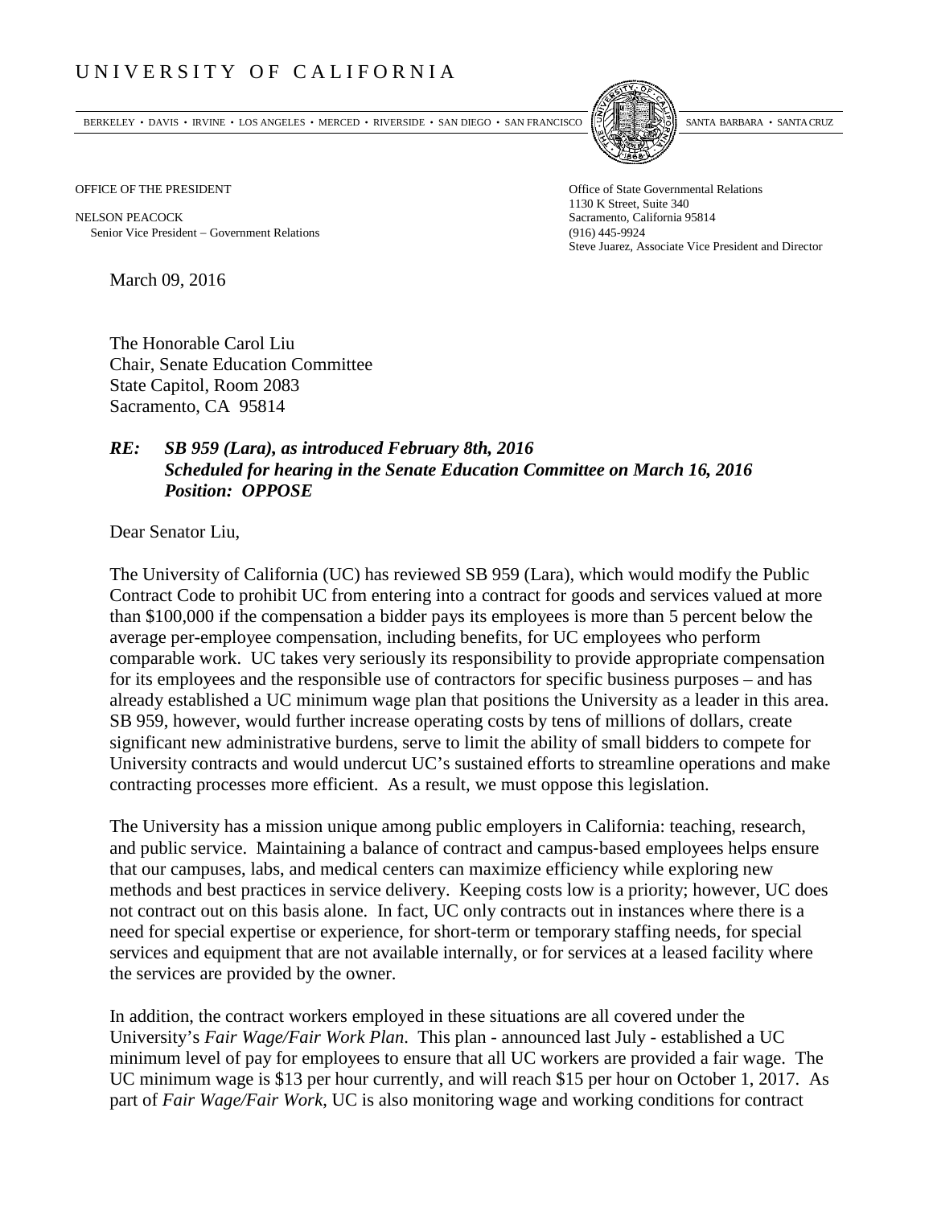# UNIVERSITY OF CALIFORNIA

BERKELEY • DAVIS • IRVINE • LOS ANGELES • MERCED • RIVERSIDE • SAN DIEGO • SAN FRANCISCO • SANTA BARBARA • SANTA CRUZ

OFFICE OF THE PRESIDENT

NELSON PEACOCK
Senior Vice President – Government Relations

Office of State Governmental Relations
1130 K Street, Suite 340
Sacramento, California 95814
(916) 445-9924
Steve Juarez, Associate Vice President and Director

March 09, 2016

The Honorable Carol Liu
Chair, Senate Education Committee
State Capitol, Room 2083
Sacramento, CA 95814

***RE: SB 959 (Lara), as introduced February 8th, 2016***
***Scheduled for hearing in the Senate Education Committee on March 16, 2016***
***Position: OPPOSE***

Dear Senator Liu,

The University of California (UC) has reviewed SB 959 (Lara), which would modify the Public Contract Code to prohibit UC from entering into a contract for goods and services valued at more than $100,000 if the compensation a bidder pays its employees is more than 5 percent below the average per-employee compensation, including benefits, for UC employees who perform comparable work. UC takes very seriously its responsibility to provide appropriate compensation for its employees and the responsible use of contractors for specific business purposes – and has already established a UC minimum wage plan that positions the University as a leader in this area. SB 959, however, would further increase operating costs by tens of millions of dollars, create significant new administrative burdens, serve to limit the ability of small bidders to compete for University contracts and would undercut UC's sustained efforts to streamline operations and make contracting processes more efficient. As a result, we must oppose this legislation.

The University has a mission unique among public employers in California: teaching, research, and public service. Maintaining a balance of contract and campus-based employees helps ensure that our campuses, labs, and medical centers can maximize efficiency while exploring new methods and best practices in service delivery. Keeping costs low is a priority; however, UC does not contract out on this basis alone. In fact, UC only contracts out in instances where there is a need for special expertise or experience, for short-term or temporary staffing needs, for special services and equipment that are not available internally, or for services at a leased facility where the services are provided by the owner.

In addition, the contract workers employed in these situations are all covered under the University's *Fair Wage/Fair Work Plan*. This plan - announced last July - established a UC minimum level of pay for employees to ensure that all UC workers are provided a fair wage. The UC minimum wage is $13 per hour currently, and will reach $15 per hour on October 1, 2017. As part of *Fair Wage/Fair Work*, UC is also monitoring wage and working conditions for contract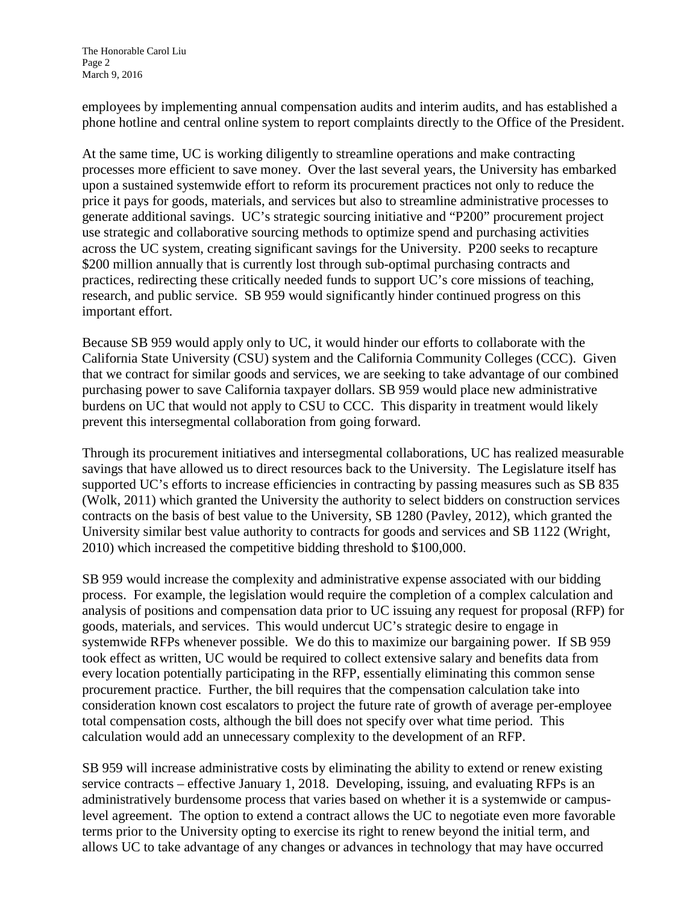employees by implementing annual compensation audits and interim audits, and has established a phone hotline and central online system to report complaints directly to the Office of the President.

At the same time, UC is working diligently to streamline operations and make contracting processes more efficient to save money. Over the last several years, the University has embarked upon a sustained systemwide effort to reform its procurement practices not only to reduce the price it pays for goods, materials, and services but also to streamline administrative processes to generate additional savings. UC's strategic sourcing initiative and "P200" procurement project use strategic and collaborative sourcing methods to optimize spend and purchasing activities across the UC system, creating significant savings for the University. P200 seeks to recapture $200 million annually that is currently lost through sub-optimal purchasing contracts and practices, redirecting these critically needed funds to support UC's core missions of teaching, research, and public service. SB 959 would significantly hinder continued progress on this important effort.

Because SB 959 would apply only to UC, it would hinder our efforts to collaborate with the California State University (CSU) system and the California Community Colleges (CCC). Given that we contract for similar goods and services, we are seeking to take advantage of our combined purchasing power to save California taxpayer dollars. SB 959 would place new administrative burdens on UC that would not apply to CSU to CCC. This disparity in treatment would likely prevent this intersegmental collaboration from going forward.

Through its procurement initiatives and intersegmental collaborations, UC has realized measurable savings that have allowed us to direct resources back to the University. The Legislature itself has supported UC's efforts to increase efficiencies in contracting by passing measures such as SB 835 (Wolk, 2011) which granted the University the authority to select bidders on construction services contracts on the basis of best value to the University, SB 1280 (Pavley, 2012), which granted the University similar best value authority to contracts for goods and services and SB 1122 (Wright, 2010) which increased the competitive bidding threshold to $100,000.

SB 959 would increase the complexity and administrative expense associated with our bidding process. For example, the legislation would require the completion of a complex calculation and analysis of positions and compensation data prior to UC issuing any request for proposal (RFP) for goods, materials, and services. This would undercut UC's strategic desire to engage in systemwide RFPs whenever possible. We do this to maximize our bargaining power. If SB 959 took effect as written, UC would be required to collect extensive salary and benefits data from every location potentially participating in the RFP, essentially eliminating this common sense procurement practice. Further, the bill requires that the compensation calculation take into consideration known cost escalators to project the future rate of growth of average per-employee total compensation costs, although the bill does not specify over what time period. This calculation would add an unnecessary complexity to the development of an RFP.

SB 959 will increase administrative costs by eliminating the ability to extend or renew existing service contracts – effective January 1, 2018. Developing, issuing, and evaluating RFPs is an administratively burdensome process that varies based on whether it is a systemwide or campus-level agreement. The option to extend a contract allows the UC to negotiate even more favorable terms prior to the University opting to exercise its right to renew beyond the initial term, and allows UC to take advantage of any changes or advances in technology that may have occurred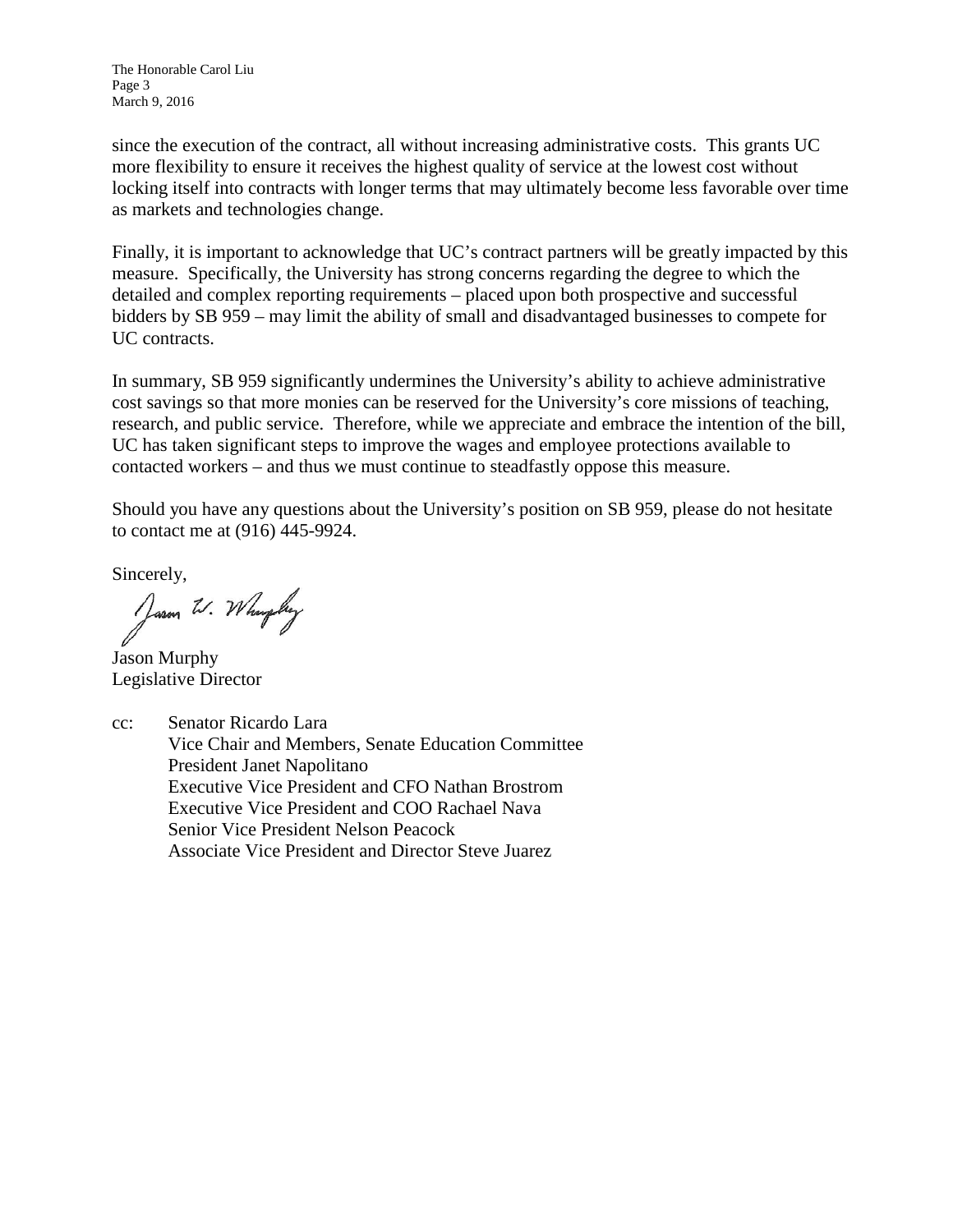since the execution of the contract, all without increasing administrative costs. This grants UC more flexibility to ensure it receives the highest quality of service at the lowest cost without locking itself into contracts with longer terms that may ultimately become less favorable over time as markets and technologies change.

Finally, it is important to acknowledge that UC's contract partners will be greatly impacted by this measure. Specifically, the University has strong concerns regarding the degree to which the detailed and complex reporting requirements – placed upon both prospective and successful bidders by SB 959 – may limit the ability of small and disadvantaged businesses to compete for UC contracts.

In summary, SB 959 significantly undermines the University's ability to achieve administrative cost savings so that more monies can be reserved for the University's core missions of teaching, research, and public service. Therefore, while we appreciate and embrace the intention of the bill, UC has taken significant steps to improve the wages and employee protections available to contacted workers – and thus we must continue to steadfastly oppose this measure.

Should you have any questions about the University's position on SB 959, please do not hesitate to contact me at (916) 445-9924.

Sincerely,

Jason W. Murphy

Jason Murphy
Legislative Director

cc: Senator Ricardo Lara
Vice Chair and Members, Senate Education Committee
President Janet Napolitano
Executive Vice President and CFO Nathan Brostrom
Executive Vice President and COO Rachael Nava
Senior Vice President Nelson Peacock
Associate Vice President and Director Steve Juarez